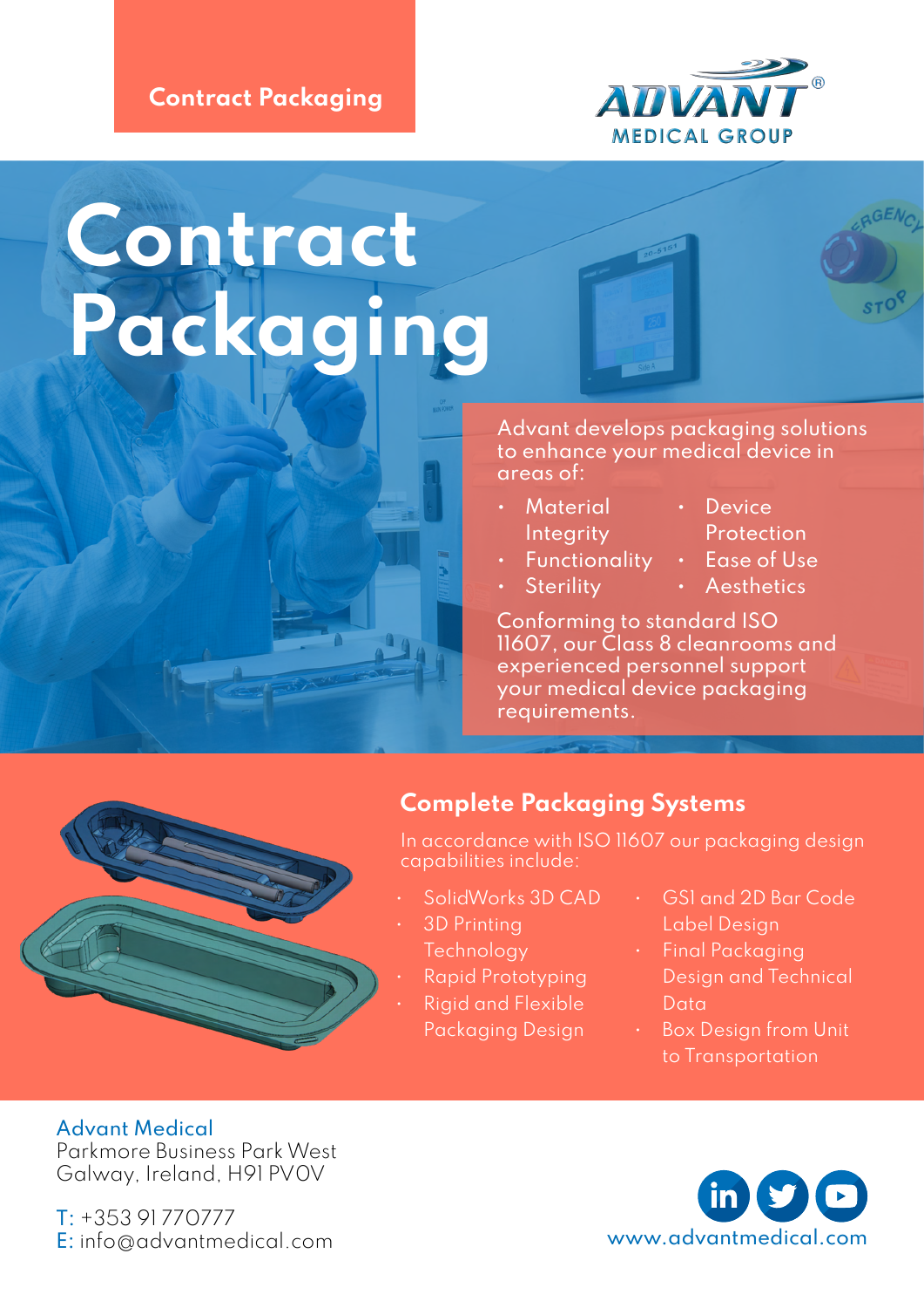Contract Packaging

ADVANT® MEDICAL GROUP

# Contract Packaging

Advant develops packaging solutions to enhance your medical device in areas of:

- Material Integrity
- Functionality
- Sterility
- Device Protection
- Ease of Use
- Aesthetics

Conforming to standard ISO 11607, our Class 8 cleanrooms and experienced personnel support your medical device packaging requirements.

## Complete Packaging Systems

In accordance with ISO 11607 our packaging design capabilities include:

- SolidWorks 3D CAD
- 3D Printing Technology
- Rapid Prototyping
- Rigid and Flexible Packaging Design
- GS1 and 2D Bar Code Label Design
- Final Packaging Design and Technical Data
- Box Design from Unit to Transportation

Advant Medical
Parkmore Business Park West
Galway, Ireland, H91 PV0V

T: +353 91 770777
E: info@advantmedical.com

www.advantmedical.com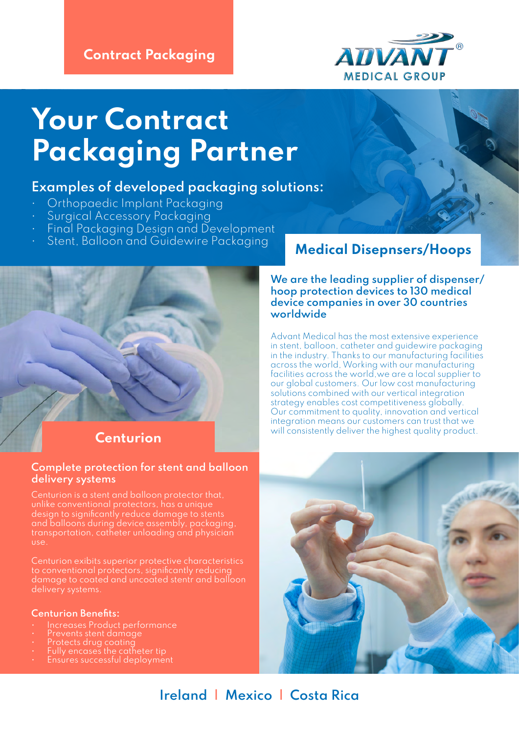Contract Packaging

ADVANT® MEDICAL GROUP

# Your Contract Packaging Partner

## Examples of developed packaging solutions:

- Orthopaedic Implant Packaging
- Surgical Accessory Packaging
- Final Packaging Design and Development
- Stent, Balloon and Guidewire Packaging

## Medical Disepnsers/Hoops

### We are the leading supplier of dispenser/hoop protection devices to 130 medical device companies in over 30 countries worldwide

Advant Medical has the most extensive experience in stent, balloon, catheter and guidewire packaging in the industry. Thanks to our manufacturing facilities across the world, Working with our manufacturing facilities across the world,we are a local supplier to our global customers. Our low cost manufacturing solutions combined with our vertical integration strategy enables cost competitiveness globally. Our commitment to quality, innovation and vertical integration means our customers can trust that we will consistently deliver the highest quality product.

## Centurion

### Complete protection for stent and balloon delivery systems

Centurion is a stent and balloon protector that, unlike conventional protectors, has a unique design to significantly reduce damage to stents and balloons during device assembly, packaging, transportation, catheter unloading and physician use.

Centurion exibits superior protective characteristics to conventional protectors, significantly reducing damage to coated and uncoated stentr and balloon delivery systems.

### Centurion Benefits:

- Increases Product performance
- Prevents stent damage
- Protects drug coating
- Fully encases the catheter tip
- Ensures successful deployment

Ireland | Mexico | Costa Rica